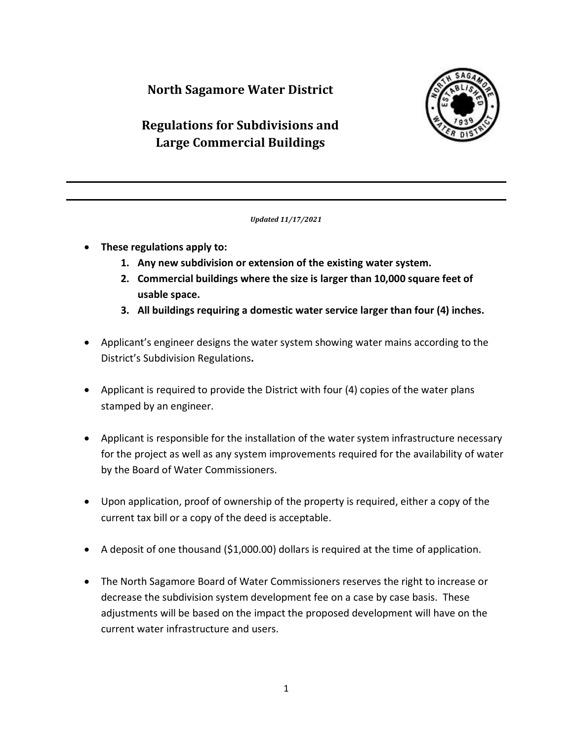# North Sagamore Water District

## Regulations for Subdivisions and Large Commercial Buildings

***Updated 11/17/2021***

- **These regulations apply to:**
  1. **Any new subdivision or extension of the existing water system.**
  2. **Commercial buildings where the size is larger than 10,000 square feet of usable space.**
  3. **All buildings requiring a domestic water service larger than four (4) inches.**

- Applicant's engineer designs the water system showing water mains according to the District's Subdivision Regulations**.**

- Applicant is required to provide the District with four (4) copies of the water plans stamped by an engineer.

- Applicant is responsible for the installation of the water system infrastructure necessary for the project as well as any system improvements required for the availability of water by the Board of Water Commissioners.

- Upon application, proof of ownership of the property is required, either a copy of the current tax bill or a copy of the deed is acceptable.

- A deposit of one thousand ($1,000.00) dollars is required at the time of application.

- The North Sagamore Board of Water Commissioners reserves the right to increase or decrease the subdivision system development fee on a case by case basis. These adjustments will be based on the impact the proposed development will have on the current water infrastructure and users.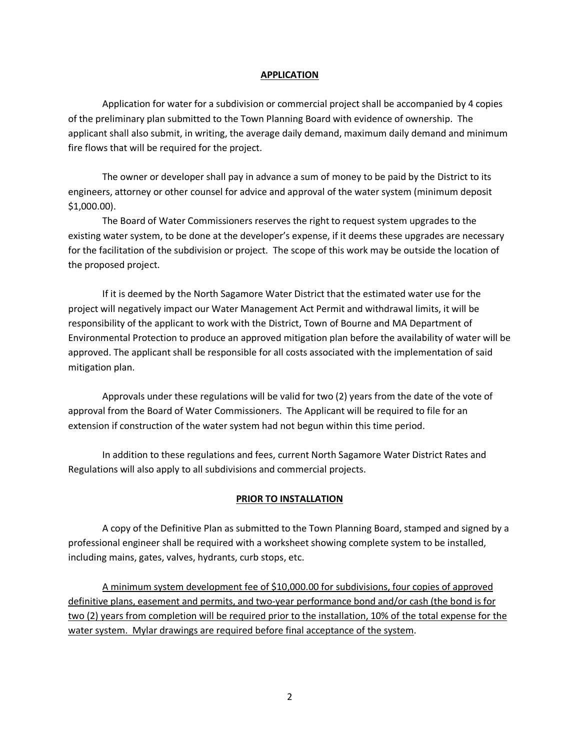## APPLICATION

Application for water for a subdivision or commercial project shall be accompanied by 4 copies of the preliminary plan submitted to the Town Planning Board with evidence of ownership. The applicant shall also submit, in writing, the average daily demand, maximum daily demand and minimum fire flows that will be required for the project.

The owner or developer shall pay in advance a sum of money to be paid by the District to its engineers, attorney or other counsel for advice and approval of the water system (minimum deposit $1,000.00).

The Board of Water Commissioners reserves the right to request system upgrades to the existing water system, to be done at the developer's expense, if it deems these upgrades are necessary for the facilitation of the subdivision or project. The scope of this work may be outside the location of the proposed project.

If it is deemed by the North Sagamore Water District that the estimated water use for the project will negatively impact our Water Management Act Permit and withdrawal limits, it will be responsibility of the applicant to work with the District, Town of Bourne and MA Department of Environmental Protection to produce an approved mitigation plan before the availability of water will be approved. The applicant shall be responsible for all costs associated with the implementation of said mitigation plan.

Approvals under these regulations will be valid for two (2) years from the date of the vote of approval from the Board of Water Commissioners. The Applicant will be required to file for an extension if construction of the water system had not begun within this time period.

In addition to these regulations and fees, current North Sagamore Water District Rates and Regulations will also apply to all subdivisions and commercial projects.

## PRIOR TO INSTALLATION

A copy of the Definitive Plan as submitted to the Town Planning Board, stamped and signed by a professional engineer shall be required with a worksheet showing complete system to be installed, including mains, gates, valves, hydrants, curb stops, etc.

<u>A minimum system development fee of $10,000.00 for subdivisions, four copies of approved definitive plans, easement and permits, and two-year performance bond and/or cash (the bond is for two (2) years from completion will be required prior to the installation, 10% of the total expense for the water system. Mylar drawings are required before final acceptance of the system</u>.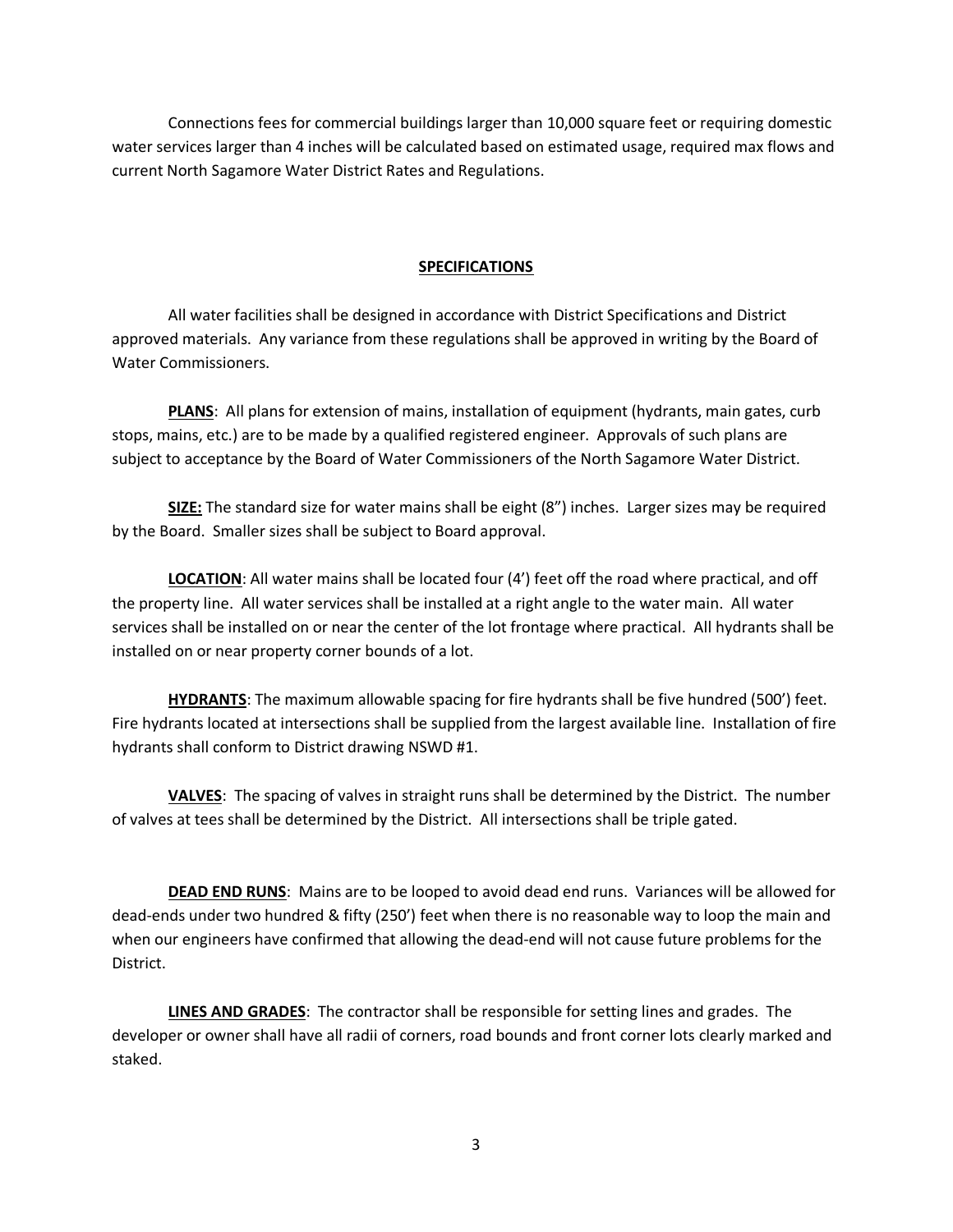Connections fees for commercial buildings larger than 10,000 square feet or requiring domestic water services larger than 4 inches will be calculated based on estimated usage, required max flows and current North Sagamore Water District Rates and Regulations.

## SPECIFICATIONS

All water facilities shall be designed in accordance with District Specifications and District approved materials. Any variance from these regulations shall be approved in writing by the Board of Water Commissioners.

**PLANS**: All plans for extension of mains, installation of equipment (hydrants, main gates, curb stops, mains, etc.) are to be made by a qualified registered engineer. Approvals of such plans are subject to acceptance by the Board of Water Commissioners of the North Sagamore Water District.

**SIZE:** The standard size for water mains shall be eight (8") inches. Larger sizes may be required by the Board. Smaller sizes shall be subject to Board approval.

**LOCATION**: All water mains shall be located four (4') feet off the road where practical, and off the property line. All water services shall be installed at a right angle to the water main. All water services shall be installed on or near the center of the lot frontage where practical. All hydrants shall be installed on or near property corner bounds of a lot.

**HYDRANTS**: The maximum allowable spacing for fire hydrants shall be five hundred (500') feet. Fire hydrants located at intersections shall be supplied from the largest available line. Installation of fire hydrants shall conform to District drawing NSWD #1.

**VALVES**: The spacing of valves in straight runs shall be determined by the District. The number of valves at tees shall be determined by the District. All intersections shall be triple gated.

**DEAD END RUNS**: Mains are to be looped to avoid dead end runs. Variances will be allowed for dead-ends under two hundred & fifty (250') feet when there is no reasonable way to loop the main and when our engineers have confirmed that allowing the dead-end will not cause future problems for the District.

**LINES AND GRADES**: The contractor shall be responsible for setting lines and grades. The developer or owner shall have all radii of corners, road bounds and front corner lots clearly marked and staked.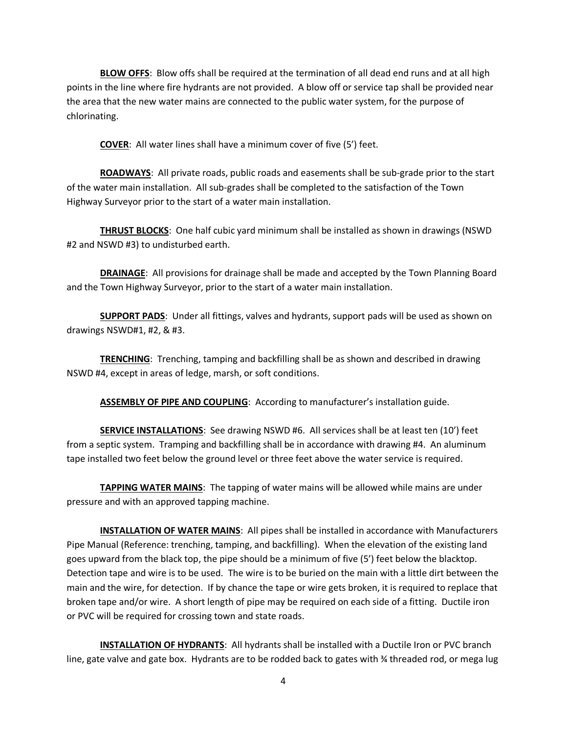**BLOW OFFS**: Blow offs shall be required at the termination of all dead end runs and at all high points in the line where fire hydrants are not provided. A blow off or service tap shall be provided near the area that the new water mains are connected to the public water system, for the purpose of chlorinating.

**COVER**: All water lines shall have a minimum cover of five (5') feet.

**ROADWAYS**: All private roads, public roads and easements shall be sub-grade prior to the start of the water main installation. All sub-grades shall be completed to the satisfaction of the Town Highway Surveyor prior to the start of a water main installation.

**THRUST BLOCKS**: One half cubic yard minimum shall be installed as shown in drawings (NSWD #2 and NSWD #3) to undisturbed earth.

**DRAINAGE**: All provisions for drainage shall be made and accepted by the Town Planning Board and the Town Highway Surveyor, prior to the start of a water main installation.

**SUPPORT PADS**: Under all fittings, valves and hydrants, support pads will be used as shown on drawings NSWD#1, #2, & #3.

**TRENCHING**: Trenching, tamping and backfilling shall be as shown and described in drawing NSWD #4, except in areas of ledge, marsh, or soft conditions.

**ASSEMBLY OF PIPE AND COUPLING**: According to manufacturer's installation guide.

**SERVICE INSTALLATIONS**: See drawing NSWD #6. All services shall be at least ten (10') feet from a septic system. Tramping and backfilling shall be in accordance with drawing #4. An aluminum tape installed two feet below the ground level or three feet above the water service is required.

**TAPPING WATER MAINS**: The tapping of water mains will be allowed while mains are under pressure and with an approved tapping machine.

**INSTALLATION OF WATER MAINS**: All pipes shall be installed in accordance with Manufacturers Pipe Manual (Reference: trenching, tamping, and backfilling). When the elevation of the existing land goes upward from the black top, the pipe should be a minimum of five (5') feet below the blacktop. Detection tape and wire is to be used. The wire is to be buried on the main with a little dirt between the main and the wire, for detection. If by chance the tape or wire gets broken, it is required to replace that broken tape and/or wire. A short length of pipe may be required on each side of a fitting. Ductile iron or PVC will be required for crossing town and state roads.

**INSTALLATION OF HYDRANTS**: All hydrants shall be installed with a Ductile Iron or PVC branch line, gate valve and gate box. Hydrants are to be rodded back to gates with ¾ threaded rod, or mega lug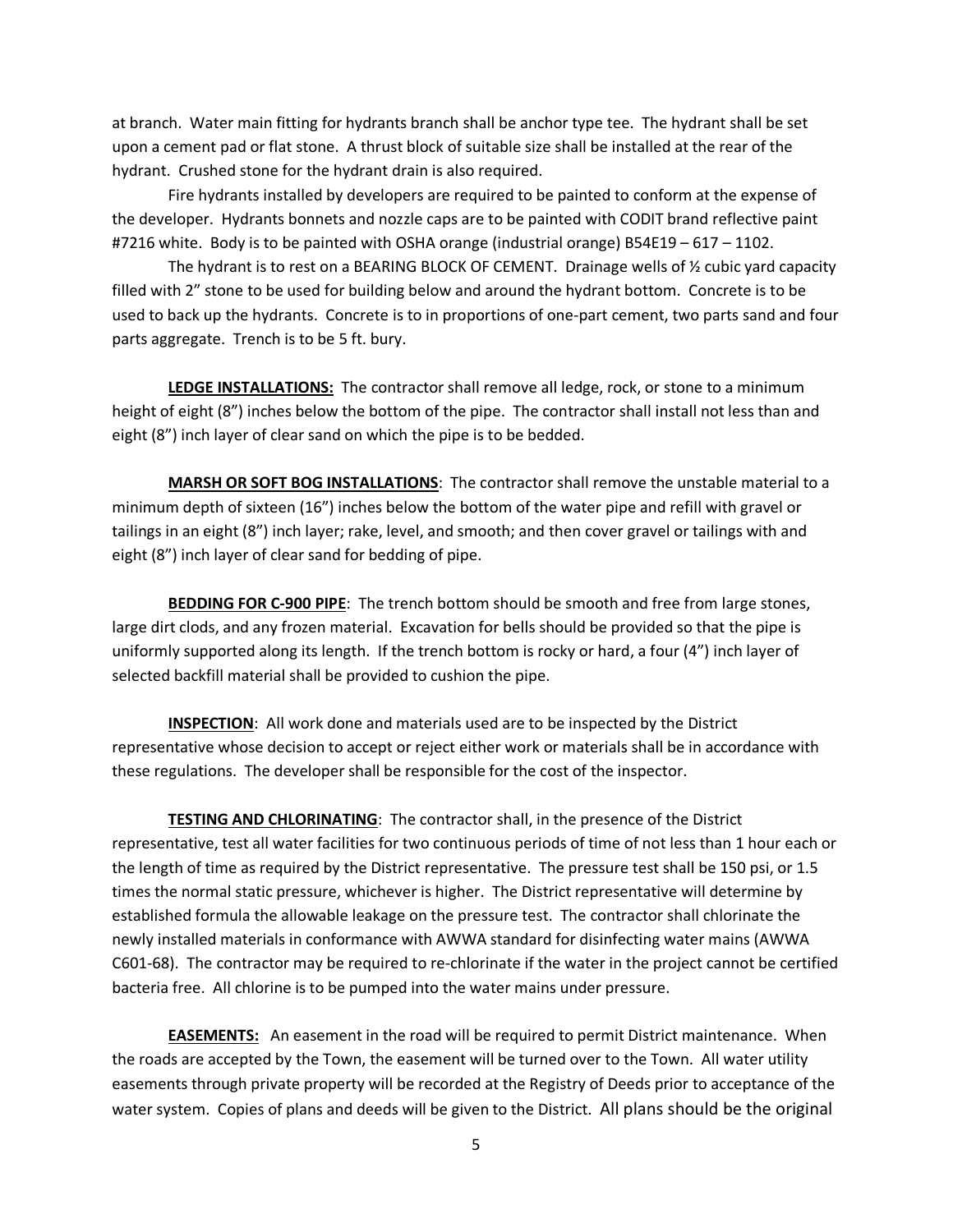at branch. Water main fitting for hydrants branch shall be anchor type tee. The hydrant shall be set upon a cement pad or flat stone. A thrust block of suitable size shall be installed at the rear of the hydrant. Crushed stone for the hydrant drain is also required.

Fire hydrants installed by developers are required to be painted to conform at the expense of the developer. Hydrants bonnets and nozzle caps are to be painted with CODIT brand reflective paint #7216 white. Body is to be painted with OSHA orange (industrial orange) B54E19 – 617 – 1102.

The hydrant is to rest on a BEARING BLOCK OF CEMENT. Drainage wells of ½ cubic yard capacity filled with 2" stone to be used for building below and around the hydrant bottom. Concrete is to be used to back up the hydrants. Concrete is to in proportions of one-part cement, two parts sand and four parts aggregate. Trench is to be 5 ft. bury.

**LEDGE INSTALLATIONS:** The contractor shall remove all ledge, rock, or stone to a minimum height of eight (8") inches below the bottom of the pipe. The contractor shall install not less than and eight (8") inch layer of clear sand on which the pipe is to be bedded.

**MARSH OR SOFT BOG INSTALLATIONS**: The contractor shall remove the unstable material to a minimum depth of sixteen (16") inches below the bottom of the water pipe and refill with gravel or tailings in an eight (8") inch layer; rake, level, and smooth; and then cover gravel or tailings with and eight (8") inch layer of clear sand for bedding of pipe.

**BEDDING FOR C-900 PIPE**: The trench bottom should be smooth and free from large stones, large dirt clods, and any frozen material. Excavation for bells should be provided so that the pipe is uniformly supported along its length. If the trench bottom is rocky or hard, a four (4") inch layer of selected backfill material shall be provided to cushion the pipe.

**INSPECTION**: All work done and materials used are to be inspected by the District representative whose decision to accept or reject either work or materials shall be in accordance with these regulations. The developer shall be responsible for the cost of the inspector.

**TESTING AND CHLORINATING**: The contractor shall, in the presence of the District representative, test all water facilities for two continuous periods of time of not less than 1 hour each or the length of time as required by the District representative. The pressure test shall be 150 psi, or 1.5 times the normal static pressure, whichever is higher. The District representative will determine by established formula the allowable leakage on the pressure test. The contractor shall chlorinate the newly installed materials in conformance with AWWA standard for disinfecting water mains (AWWA C601-68). The contractor may be required to re-chlorinate if the water in the project cannot be certified bacteria free. All chlorine is to be pumped into the water mains under pressure.

**EASEMENTS:** An easement in the road will be required to permit District maintenance. When the roads are accepted by the Town, the easement will be turned over to the Town. All water utility easements through private property will be recorded at the Registry of Deeds prior to acceptance of the water system. Copies of plans and deeds will be given to the District. All plans should be the original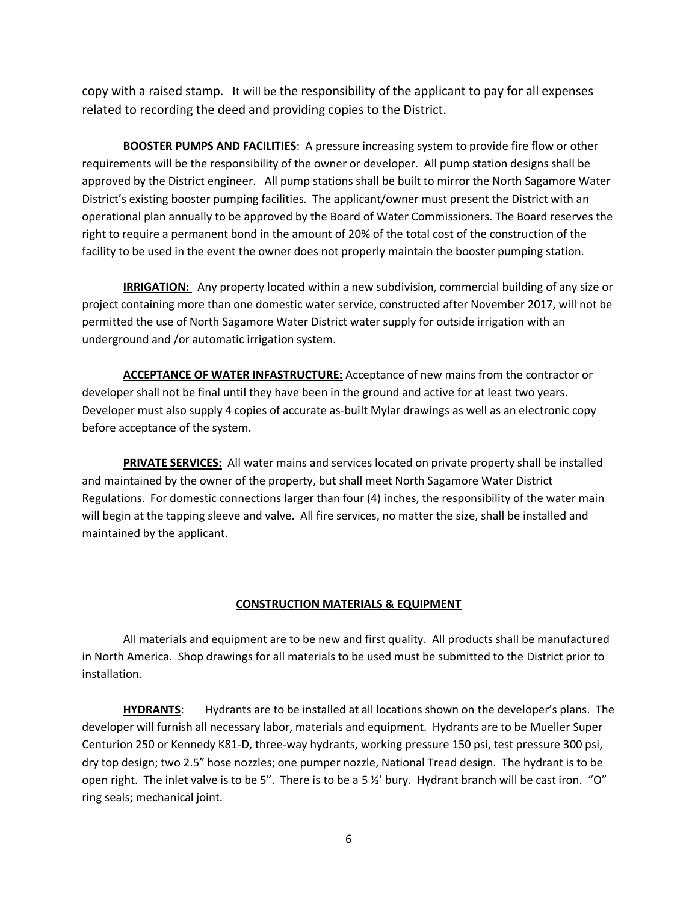copy with a raised stamp. It will be the responsibility of the applicant to pay for all expenses related to recording the deed and providing copies to the District.

**BOOSTER PUMPS AND FACILITIES**: A pressure increasing system to provide fire flow or other requirements will be the responsibility of the owner or developer. All pump station designs shall be approved by the District engineer. All pump stations shall be built to mirror the North Sagamore Water District's existing booster pumping facilities. The applicant/owner must present the District with an operational plan annually to be approved by the Board of Water Commissioners. The Board reserves the right to require a permanent bond in the amount of 20% of the total cost of the construction of the facility to be used in the event the owner does not properly maintain the booster pumping station.

**IRRIGATION:** Any property located within a new subdivision, commercial building of any size or project containing more than one domestic water service, constructed after November 2017, will not be permitted the use of North Sagamore Water District water supply for outside irrigation with an underground and /or automatic irrigation system.

**ACCEPTANCE OF WATER INFASTRUCTURE:** Acceptance of new mains from the contractor or developer shall not be final until they have been in the ground and active for at least two years. Developer must also supply 4 copies of accurate as-built Mylar drawings as well as an electronic copy before acceptance of the system.

**PRIVATE SERVICES:** All water mains and services located on private property shall be installed and maintained by the owner of the property, but shall meet North Sagamore Water District Regulations. For domestic connections larger than four (4) inches, the responsibility of the water main will begin at the tapping sleeve and valve. All fire services, no matter the size, shall be installed and maintained by the applicant.

## CONSTRUCTION MATERIALS & EQUIPMENT

All materials and equipment are to be new and first quality. All products shall be manufactured in North America. Shop drawings for all materials to be used must be submitted to the District prior to installation.

**HYDRANTS**: Hydrants are to be installed at all locations shown on the developer's plans. The developer will furnish all necessary labor, materials and equipment. Hydrants are to be Mueller Super Centurion 250 or Kennedy K81-D, three-way hydrants, working pressure 150 psi, test pressure 300 psi, dry top design; two 2.5" hose nozzles; one pumper nozzle, National Tread design. The hydrant is to be open right. The inlet valve is to be 5". There is to be a 5 ½' bury. Hydrant branch will be cast iron. "O" ring seals; mechanical joint.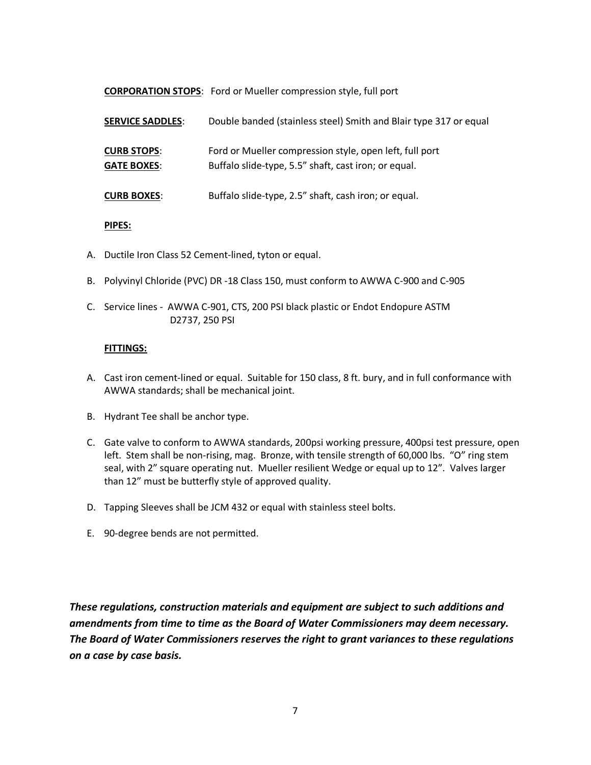**CORPORATION STOPS**: Ford or Mueller compression style, full port

**SERVICE SADDLES**: Double banded (stainless steel) Smith and Blair type 317 or equal

**CURB STOPS**: Ford or Mueller compression style, open left, full port

**GATE BOXES**: Buffalo slide-type, 5.5" shaft, cast iron; or equal.

**CURB BOXES**: Buffalo slide-type, 2.5" shaft, cash iron; or equal.

**PIPES:**

A. Ductile Iron Class 52 Cement-lined, tyton or equal.

B. Polyvinyl Chloride (PVC) DR -18 Class 150, must conform to AWWA C-900 and C-905

C. Service lines - AWWA C-901, CTS, 200 PSI black plastic or Endot Endopure ASTM D2737, 250 PSI

**FITTINGS:**

A. Cast iron cement-lined or equal. Suitable for 150 class, 8 ft. bury, and in full conformance with AWWA standards; shall be mechanical joint.

B. Hydrant Tee shall be anchor type.

C. Gate valve to conform to AWWA standards, 200psi working pressure, 400psi test pressure, open left. Stem shall be non-rising, mag. Bronze, with tensile strength of 60,000 lbs. "O" ring stem seal, with 2" square operating nut. Mueller resilient Wedge or equal up to 12". Valves larger than 12" must be butterfly style of approved quality.

D. Tapping Sleeves shall be JCM 432 or equal with stainless steel bolts.

E. 90-degree bends are not permitted.

***These regulations, construction materials and equipment are subject to such additions and amendments from time to time as the Board of Water Commissioners may deem necessary. The Board of Water Commissioners reserves the right to grant variances to these regulations on a case by case basis.***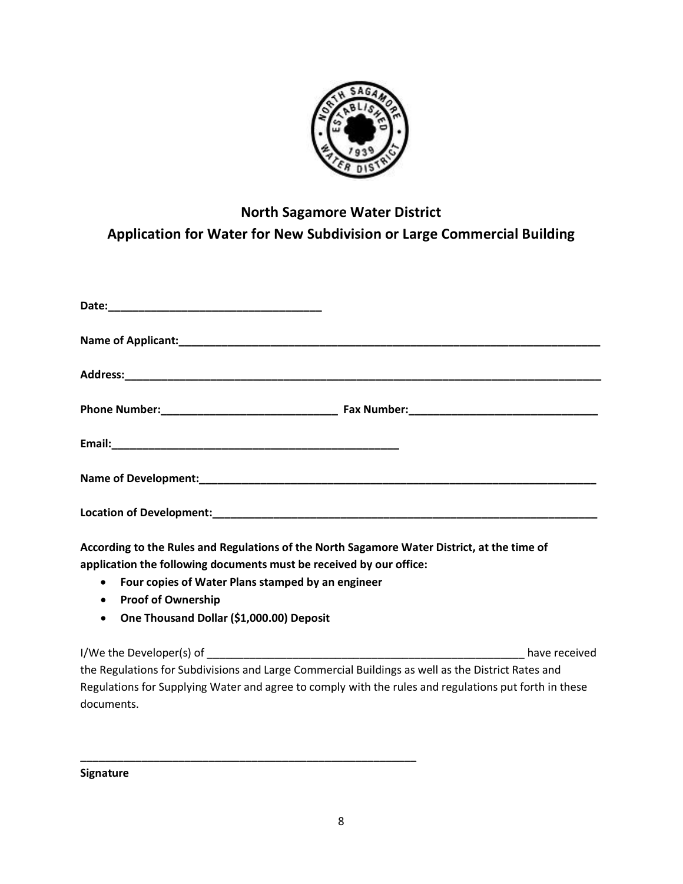## North Sagamore Water District

## Application for Water for New Subdivision or Large Commercial Building

**Date:**___________________________________

**Name of Applicant:**_______________________________________________________________________

**Address:**______________________________________________________________________________

**Phone Number:**_____________________________ **Fax Number:**_______________________________

**Email:**________________________________________________

**Name of Development:**____________________________________________________________________

**Location of Development:**_________________________________________________________________

**According to the Rules and Regulations of the North Sagamore Water District, at the time of application the following documents must be received by our office:**

- **Four copies of Water Plans stamped by an engineer**
- **Proof of Ownership**
- **One Thousand Dollar ($1,000.00) Deposit**

I/We the Developer(s) of _____________________________________________________ have received the Regulations for Subdivisions and Large Commercial Buildings as well as the District Rates and Regulations for Supplying Water and agree to comply with the rules and regulations put forth in these documents.

_________________________________________________________

**Signature**